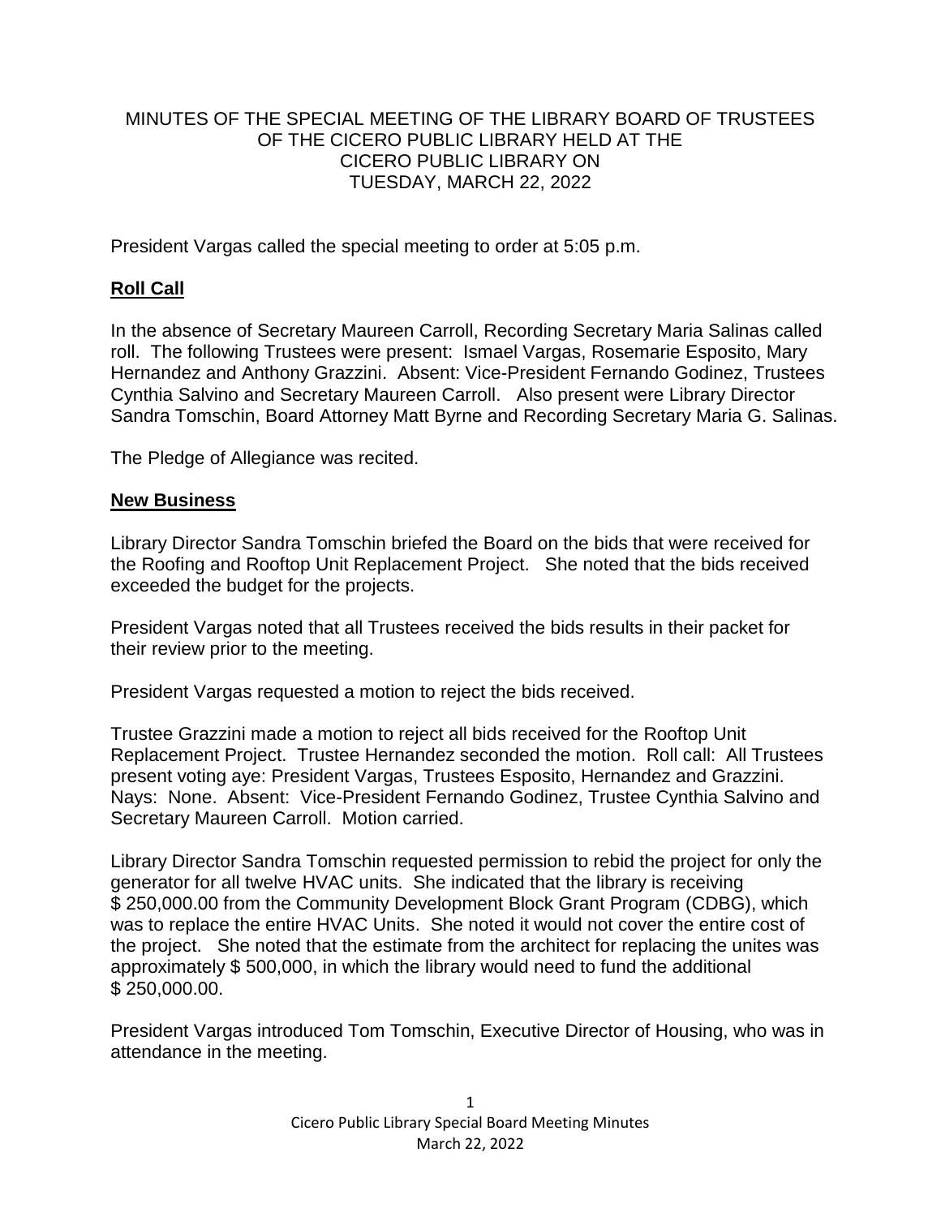MINUTES OF THE SPECIAL MEETING OF THE LIBRARY BOARD OF TRUSTEES OF THE CICERO PUBLIC LIBRARY HELD AT THE CICERO PUBLIC LIBRARY ON TUESDAY, MARCH 22, 2022

President Vargas called the special meeting to order at 5:05 p.m.

**Roll Call**

In the absence of Secretary Maureen Carroll, Recording Secretary Maria Salinas called roll. The following Trustees were present: Ismael Vargas, Rosemarie Esposito, Mary Hernandez and Anthony Grazzini. Absent: Vice-President Fernando Godinez, Trustees Cynthia Salvino and Secretary Maureen Carroll. Also present were Library Director Sandra Tomschin, Board Attorney Matt Byrne and Recording Secretary Maria G. Salinas.

The Pledge of Allegiance was recited.

**New Business**

Library Director Sandra Tomschin briefed the Board on the bids that were received for the Roofing and Rooftop Unit Replacement Project. She noted that the bids received exceeded the budget for the projects.

President Vargas noted that all Trustees received the bids results in their packet for their review prior to the meeting.

President Vargas requested a motion to reject the bids received.

Trustee Grazzini made a motion to reject all bids received for the Rooftop Unit Replacement Project. Trustee Hernandez seconded the motion. Roll call: All Trustees present voting aye: President Vargas, Trustees Esposito, Hernandez and Grazzini. Nays: None. Absent: Vice-President Fernando Godinez, Trustee Cynthia Salvino and Secretary Maureen Carroll. Motion carried.

Library Director Sandra Tomschin requested permission to rebid the project for only the generator for all twelve HVAC units. She indicated that the library is receiving $ 250,000.00 from the Community Development Block Grant Program (CDBG), which was to replace the entire HVAC Units. She noted it would not cover the entire cost of the project. She noted that the estimate from the architect for replacing the unites was approximately $ 500,000, in which the library would need to fund the additional $ 250,000.00.

President Vargas introduced Tom Tomschin, Executive Director of Housing, who was in attendance in the meeting.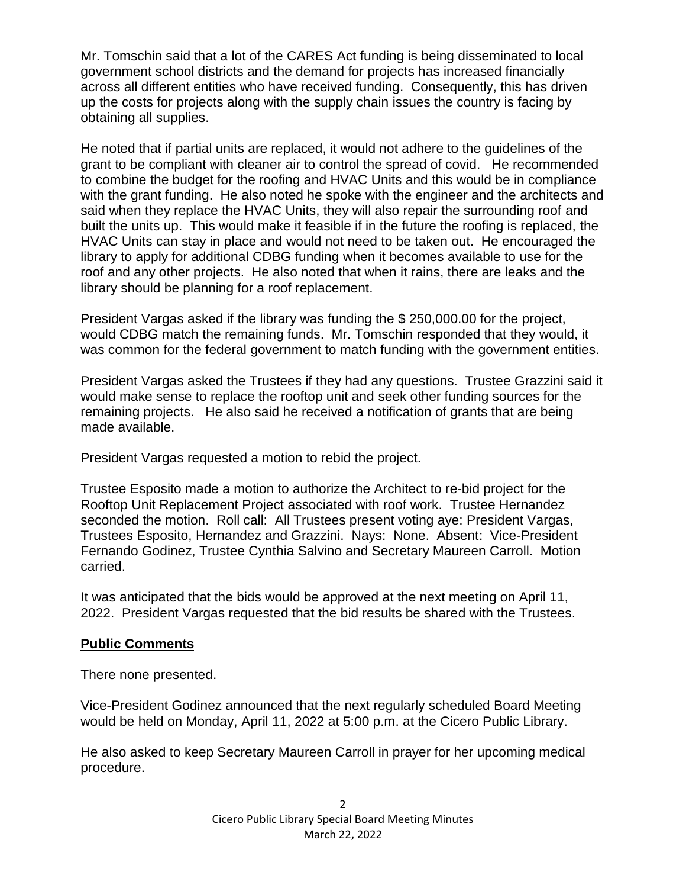Mr. Tomschin said that a lot of the CARES Act funding is being disseminated to local government school districts and the demand for projects has increased financially across all different entities who have received funding. Consequently, this has driven up the costs for projects along with the supply chain issues the country is facing by obtaining all supplies.

He noted that if partial units are replaced, it would not adhere to the guidelines of the grant to be compliant with cleaner air to control the spread of covid. He recommended to combine the budget for the roofing and HVAC Units and this would be in compliance with the grant funding. He also noted he spoke with the engineer and the architects and said when they replace the HVAC Units, they will also repair the surrounding roof and built the units up. This would make it feasible if in the future the roofing is replaced, the HVAC Units can stay in place and would not need to be taken out. He encouraged the library to apply for additional CDBG funding when it becomes available to use for the roof and any other projects. He also noted that when it rains, there are leaks and the library should be planning for a roof replacement.

President Vargas asked if the library was funding the $ 250,000.00 for the project, would CDBG match the remaining funds. Mr. Tomschin responded that they would, it was common for the federal government to match funding with the government entities.

President Vargas asked the Trustees if they had any questions. Trustee Grazzini said it would make sense to replace the rooftop unit and seek other funding sources for the remaining projects. He also said he received a notification of grants that are being made available.

President Vargas requested a motion to rebid the project.

Trustee Esposito made a motion to authorize the Architect to re-bid project for the Rooftop Unit Replacement Project associated with roof work. Trustee Hernandez seconded the motion. Roll call: All Trustees present voting aye: President Vargas, Trustees Esposito, Hernandez and Grazzini. Nays: None. Absent: Vice-President Fernando Godinez, Trustee Cynthia Salvino and Secretary Maureen Carroll. Motion carried.

It was anticipated that the bids would be approved at the next meeting on April 11, 2022. President Vargas requested that the bid results be shared with the Trustees.

## **Public Comments**

There none presented.

Vice-President Godinez announced that the next regularly scheduled Board Meeting would be held on Monday, April 11, 2022 at 5:00 p.m. at the Cicero Public Library.

He also asked to keep Secretary Maureen Carroll in prayer for her upcoming medical procedure.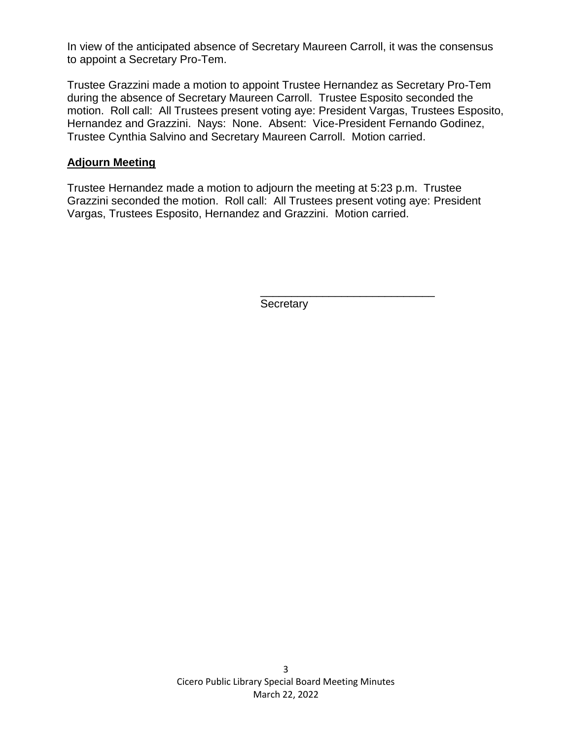In view of the anticipated absence of Secretary Maureen Carroll, it was the consensus to appoint a Secretary Pro-Tem.

Trustee Grazzini made a motion to appoint Trustee Hernandez as Secretary Pro-Tem during the absence of Secretary Maureen Carroll. Trustee Esposito seconded the motion. Roll call: All Trustees present voting aye: President Vargas, Trustees Esposito, Hernandez and Grazzini. Nays: None. Absent: Vice-President Fernando Godinez, Trustee Cynthia Salvino and Secretary Maureen Carroll. Motion carried.

**Adjourn Meeting**

Trustee Hernandez made a motion to adjourn the meeting at 5:23 p.m. Trustee Grazzini seconded the motion. Roll call: All Trustees present voting aye: President Vargas, Trustees Esposito, Hernandez and Grazzini. Motion carried.

\_\_\_\_\_\_\_\_\_\_\_\_\_\_\_\_\_\_\_\_\_\_\_\_\_\_\_\_\_\_

Secretary